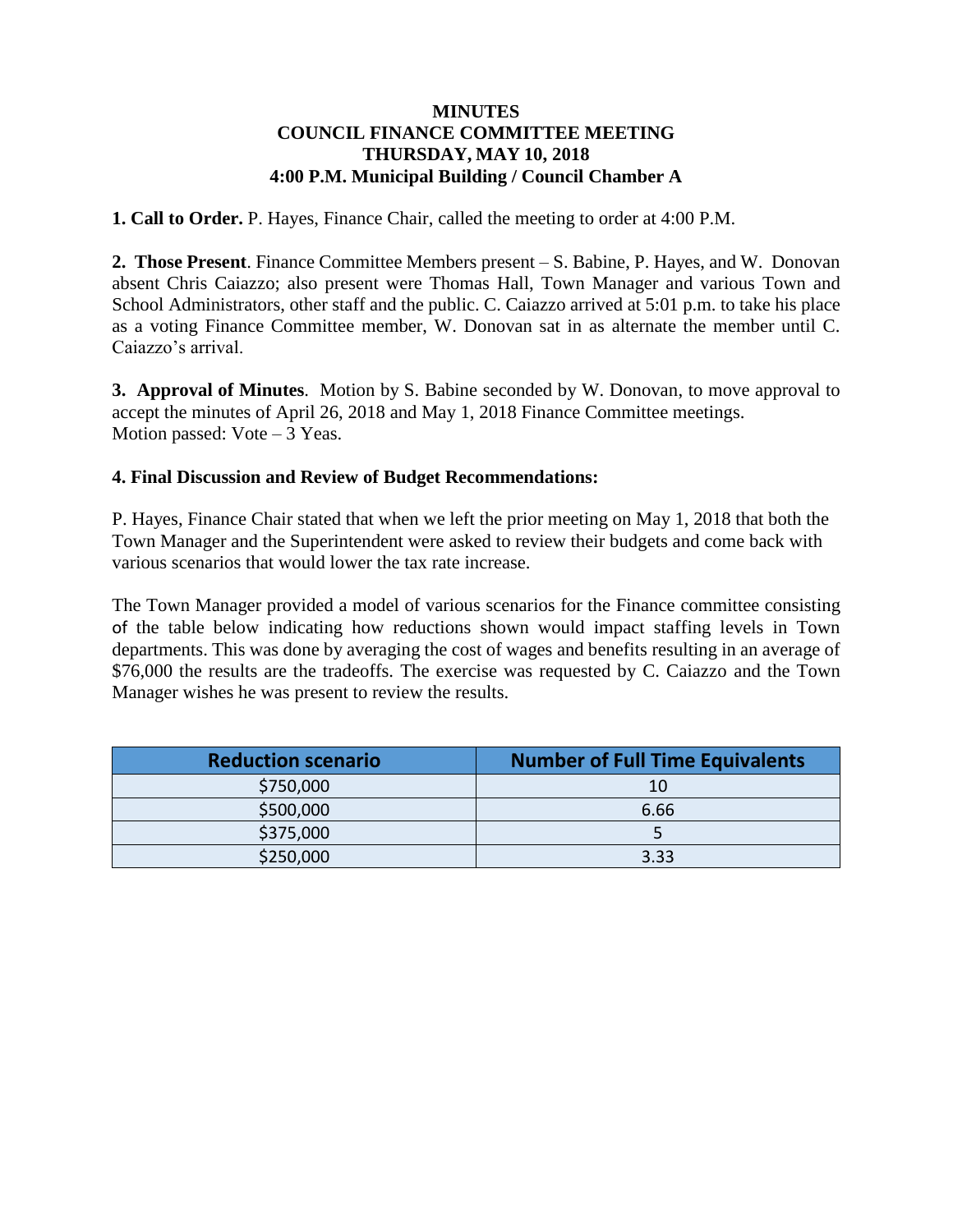**MINUTES**
**COUNCIL FINANCE COMMITTEE MEETING**
**THURSDAY, MAY 10, 2018**
**4:00 P.M. Municipal Building / Council Chamber A**

**1. Call to Order.** P. Hayes, Finance Chair, called the meeting to order at 4:00 P.M.

**2. Those Present**. Finance Committee Members present – S. Babine, P. Hayes, and W. Donovan absent Chris Caiazzo; also present were Thomas Hall, Town Manager and various Town and School Administrators, other staff and the public. C. Caiazzo arrived at 5:01 p.m. to take his place as a voting Finance Committee member, W. Donovan sat in as alternate the member until C. Caiazzo's arrival.

**3. Approval of Minutes**. Motion by S. Babine seconded by W. Donovan, to move approval to accept the minutes of April 26, 2018 and May 1, 2018 Finance Committee meetings.
Motion passed: Vote – 3 Yeas.

**4. Final Discussion and Review of Budget Recommendations:**

P. Hayes, Finance Chair stated that when we left the prior meeting on May 1, 2018 that both the Town Manager and the Superintendent were asked to review their budgets and come back with various scenarios that would lower the tax rate increase.

The Town Manager provided a model of various scenarios for the Finance committee consisting of the table below indicating how reductions shown would impact staffing levels in Town departments. This was done by averaging the cost of wages and benefits resulting in an average of $76,000 the results are the tradeoffs. The exercise was requested by C. Caiazzo and the Town Manager wishes he was present to review the results.

| Reduction scenario | Number of Full Time Equivalents |
|---|---|
| $750,000 | 10 |
| $500,000 | 6.66 |
| $375,000 | 5 |
| $250,000 | 3.33 |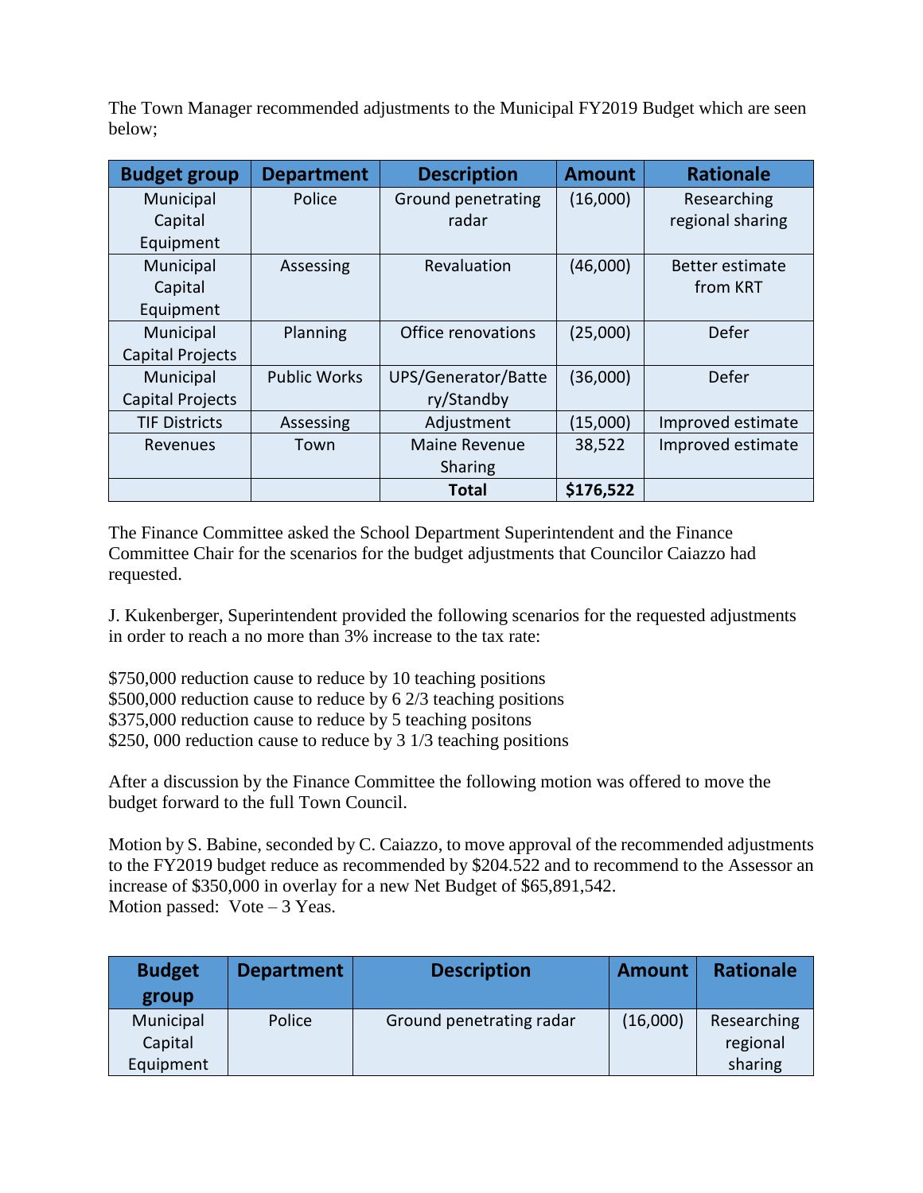The Town Manager recommended adjustments to the Municipal FY2019 Budget which are seen below;

| Budget group | Department | Description | Amount | Rationale |
|---|---|---|---|---|
| Municipal Capital Equipment | Police | Ground penetrating radar | (16,000) | Researching regional sharing |
| Municipal Capital Equipment | Assessing | Revaluation | (46,000) | Better estimate from KRT |
| Municipal Capital Projects | Planning | Office renovations | (25,000) | Defer |
| Municipal Capital Projects | Public Works | UPS/Generator/Battery/Standby | (36,000) | Defer |
| TIF Districts | Assessing | Adjustment | (15,000) | Improved estimate |
| Revenues | Town | Maine Revenue Sharing | 38,522 | Improved estimate |
| | | **Total** | **$176,522** | |

The Finance Committee asked the School Department Superintendent and the Finance Committee Chair for the scenarios for the budget adjustments that Councilor Caiazzo had requested.

J. Kukenberger, Superintendent provided the following scenarios for the requested adjustments in order to reach a no more than 3% increase to the tax rate:

$750,000 reduction cause to reduce by 10 teaching positions
$500,000 reduction cause to reduce by 6 2/3 teaching positions
$375,000 reduction cause to reduce by 5 teaching positons
$250, 000 reduction cause to reduce by 3 1/3 teaching positions

After a discussion by the Finance Committee the following motion was offered to move the budget forward to the full Town Council.

Motion by S. Babine, seconded by C. Caiazzo, to move approval of the recommended adjustments to the FY2019 budget reduce as recommended by $204.522 and to recommend to the Assessor an increase of $350,000 in overlay for a new Net Budget of $65,891,542.
Motion passed: Vote – 3 Yeas.

| Budget group | Department | Description | Amount | Rationale |
|---|---|---|---|---|
| Municipal Capital Equipment | Police | Ground penetrating radar | (16,000) | Researching regional sharing |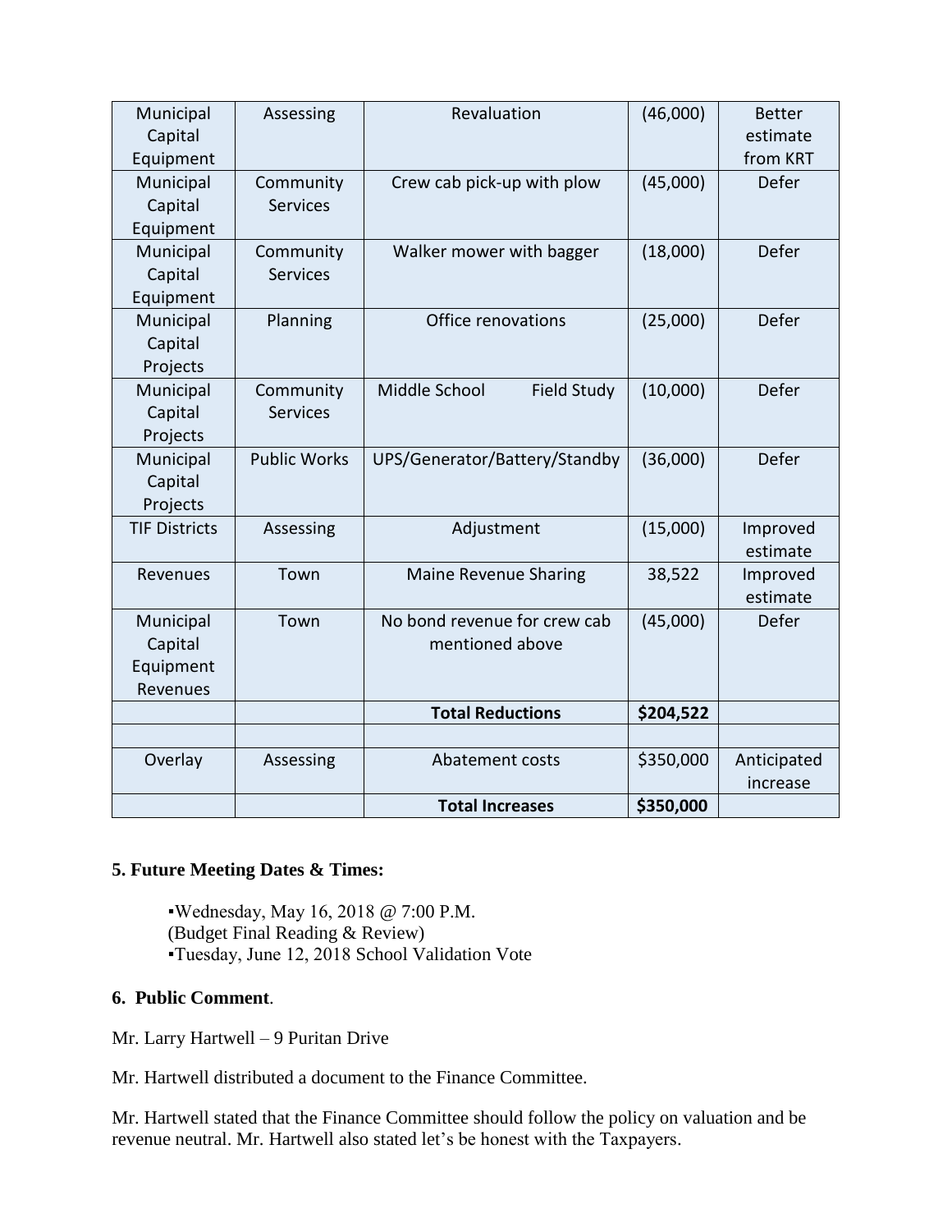| Municipal Capital Equipment | Assessing | Revaluation | (46,000) | Better estimate from KRT |
|---|---|---|---|---|
| Municipal Capital Equipment | Community Services | Crew cab pick-up with plow | (45,000) | Defer |
| Municipal Capital Equipment | Community Services | Walker mower with bagger | (18,000) | Defer |
| Municipal Capital Projects | Planning | Office renovations | (25,000) | Defer |
| Municipal Capital Projects | Community Services | Middle School Field Study | (10,000) | Defer |
| Municipal Capital Projects | Public Works | UPS/Generator/Battery/Standby | (36,000) | Defer |
| TIF Districts | Assessing | Adjustment | (15,000) | Improved estimate |
| Revenues | Town | Maine Revenue Sharing | 38,522 | Improved estimate |
| Municipal Capital Equipment Revenues | Town | No bond revenue for crew cab mentioned above | (45,000) | Defer |
| | | **Total Reductions** | **$204,522** | |
| | | | | |
| Overlay | Assessing | Abatement costs | $350,000 | Anticipated increase |
| | | **Total Increases** | **$350,000** | |

**5. Future Meeting Dates & Times:**

▪Wednesday, May 16, 2018 @ 7:00 P.M.
(Budget Final Reading & Review)
▪Tuesday, June 12, 2018 School Validation Vote

**6. Public Comment**.

Mr. Larry Hartwell – 9 Puritan Drive

Mr. Hartwell distributed a document to the Finance Committee.

Mr. Hartwell stated that the Finance Committee should follow the policy on valuation and be revenue neutral. Mr. Hartwell also stated let's be honest with the Taxpayers.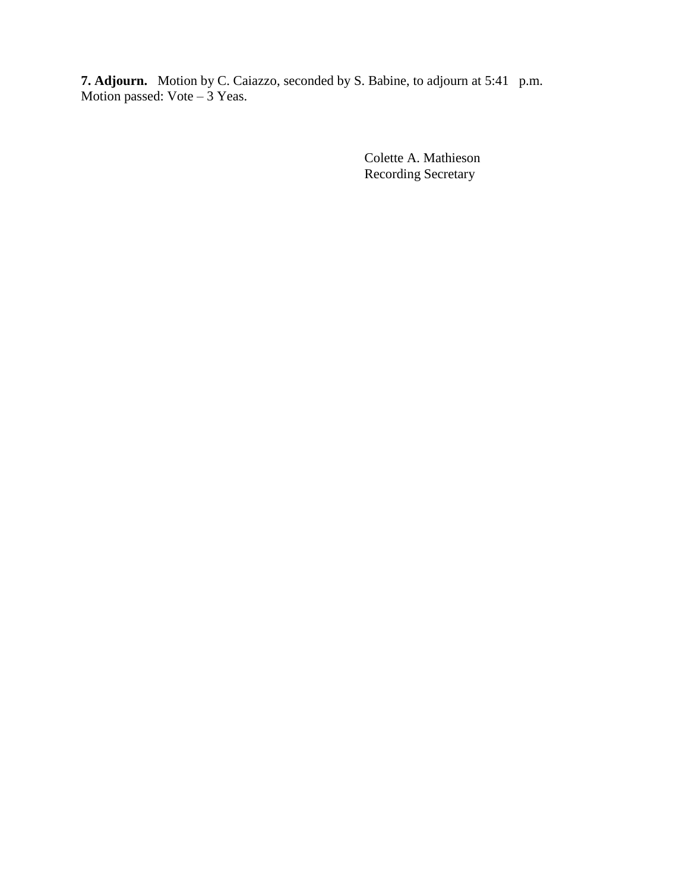**7. Adjourn.** Motion by C. Caiazzo, seconded by S. Babine, to adjourn at 5:41 p.m.
Motion passed: Vote – 3 Yeas.

Colette A. Mathieson
Recording Secretary